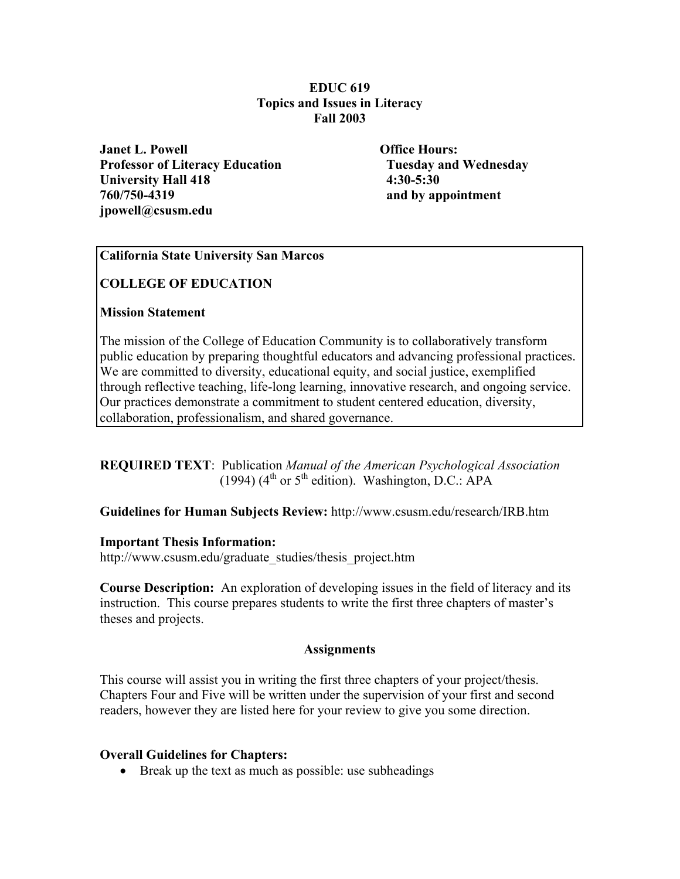**EDUC 619**
**Topics and Issues in Literacy**
**Fall 2003**

**Janet L. Powell**
**Professor of Literacy Education**
**University Hall 418**
**760/750-4319**
**jpowell@csusm.edu**

**Office Hours:**
**Tuesday and Wednesday**
**4:30-5:30**
**and by appointment**

**California State University San Marcos**

**COLLEGE OF EDUCATION**

**Mission Statement**

The mission of the College of Education Community is to collaboratively transform public education by preparing thoughtful educators and advancing professional practices. We are committed to diversity, educational equity, and social justice, exemplified through reflective teaching, life-long learning, innovative research, and ongoing service. Our practices demonstrate a commitment to student centered education, diversity, collaboration, professionalism, and shared governance.

**REQUIRED TEXT**: Publication *Manual of the American Psychological Association* (1994) (4th or 5th edition). Washington, D.C.: APA

**Guidelines for Human Subjects Review:** http://www.csusm.edu/research/IRB.htm

**Important Thesis Information:**
http://www.csusm.edu/graduate_studies/thesis_project.htm

**Course Description:** An exploration of developing issues in the field of literacy and its instruction. This course prepares students to write the first three chapters of master's theses and projects.

## Assignments

This course will assist you in writing the first three chapters of your project/thesis. Chapters Four and Five will be written under the supervision of your first and second readers, however they are listed here for your review to give you some direction.

**Overall Guidelines for Chapters:**

- Break up the text as much as possible: use subheadings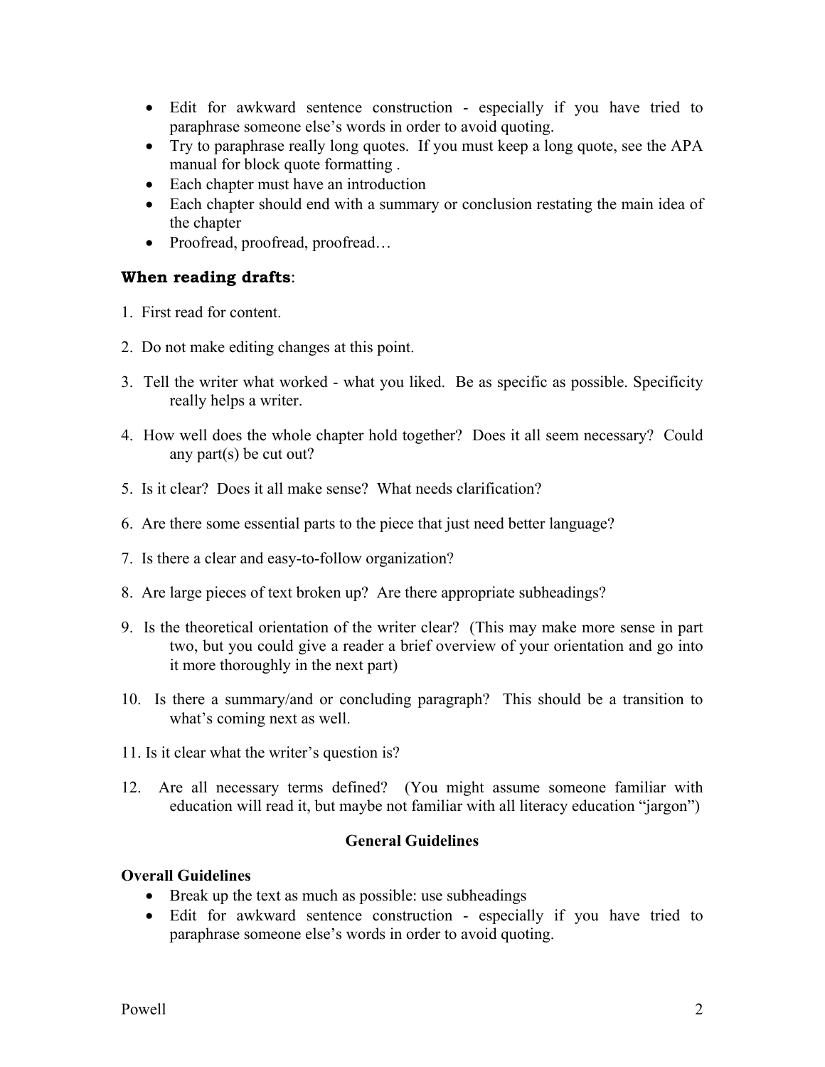- Edit for awkward sentence construction - especially if you have tried to paraphrase someone else's words in order to avoid quoting.
- Try to paraphrase really long quotes. If you must keep a long quote, see the APA manual for block quote formatting .
- Each chapter must have an introduction
- Each chapter should end with a summary or conclusion restating the main idea of the chapter
- Proofread, proofread, proofread…

### When reading drafts:

1. First read for content.

2. Do not make editing changes at this point.

3. Tell the writer what worked - what you liked. Be as specific as possible. Specificity really helps a writer.

4. How well does the whole chapter hold together? Does it all seem necessary? Could any part(s) be cut out?

5. Is it clear? Does it all make sense? What needs clarification?

6. Are there some essential parts to the piece that just need better language?

7. Is there a clear and easy-to-follow organization?

8. Are large pieces of text broken up? Are there appropriate subheadings?

9. Is the theoretical orientation of the writer clear? (This may make more sense in part two, but you could give a reader a brief overview of your orientation and go into it more thoroughly in the next part)

10. Is there a summary/and or concluding paragraph? This should be a transition to what's coming next as well.

11. Is it clear what the writer's question is?

12. Are all necessary terms defined? (You might assume someone familiar with education will read it, but maybe not familiar with all literacy education "jargon")

## General Guidelines

**Overall Guidelines**

- Break up the text as much as possible: use subheadings
- Edit for awkward sentence construction - especially if you have tried to paraphrase someone else's words in order to avoid quoting.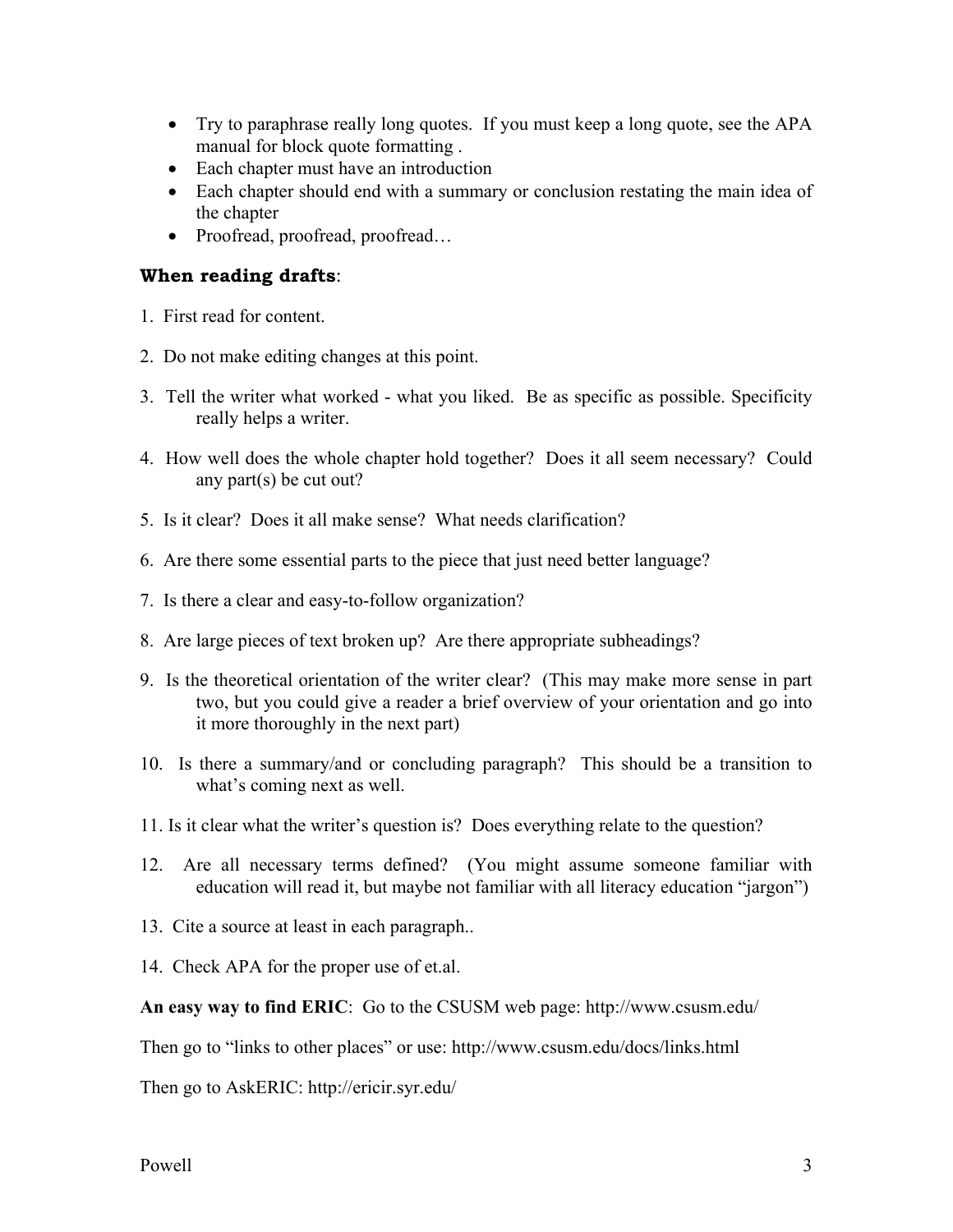- Try to paraphrase really long quotes. If you must keep a long quote, see the APA manual for block quote formatting .
- Each chapter must have an introduction
- Each chapter should end with a summary or conclusion restating the main idea of the chapter
- Proofread, proofread, proofread…

### **When reading drafts**:

1. First read for content.

2. Do not make editing changes at this point.

3. Tell the writer what worked - what you liked. Be as specific as possible. Specificity really helps a writer.

4. How well does the whole chapter hold together? Does it all seem necessary? Could any part(s) be cut out?

5. Is it clear? Does it all make sense? What needs clarification?

6. Are there some essential parts to the piece that just need better language?

7. Is there a clear and easy-to-follow organization?

8. Are large pieces of text broken up? Are there appropriate subheadings?

9. Is the theoretical orientation of the writer clear? (This may make more sense in part two, but you could give a reader a brief overview of your orientation and go into it more thoroughly in the next part)

10. Is there a summary/and or concluding paragraph? This should be a transition to what's coming next as well.

11. Is it clear what the writer's question is? Does everything relate to the question?

12. Are all necessary terms defined? (You might assume someone familiar with education will read it, but maybe not familiar with all literacy education "jargon")

13. Cite a source at least in each paragraph..

14. Check APA for the proper use of et.al.

**An easy way to find ERIC**: Go to the CSUSM web page: http://www.csusm.edu/

Then go to "links to other places" or use: http://www.csusm.edu/docs/links.html

Then go to AskERIC: http://ericir.syr.edu/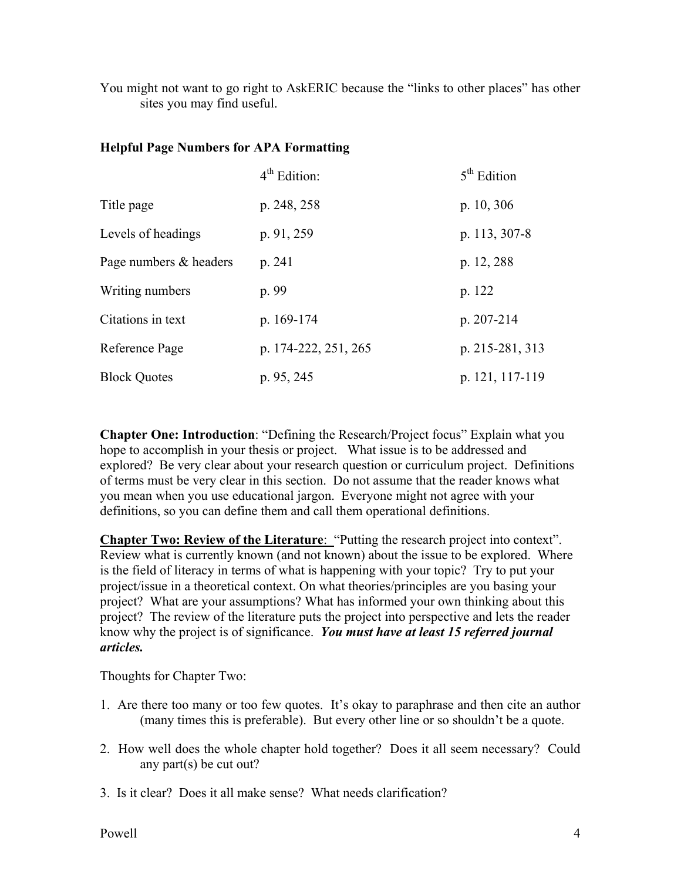You might not want to go right to AskERIC because the "links to other places" has other sites you may find useful.

**Helpful Page Numbers for APA Formatting**

| | 4th Edition: | 5th Edition |
|---|---|---|
| Title page | p. 248, 258 | p. 10, 306 |
| Levels of headings | p. 91, 259 | p. 113, 307-8 |
| Page numbers & headers | p. 241 | p. 12, 288 |
| Writing numbers | p. 99 | p. 122 |
| Citations in text | p. 169-174 | p. 207-214 |
| Reference Page | p. 174-222, 251, 265 | p. 215-281, 313 |
| Block Quotes | p. 95, 245 | p. 121, 117-119 |

**Chapter One: Introduction**: "Defining the Research/Project focus" Explain what you hope to accomplish in your thesis or project. What issue is to be addressed and explored? Be very clear about your research question or curriculum project. Definitions of terms must be very clear in this section. Do not assume that the reader knows what you mean when you use educational jargon. Everyone might not agree with your definitions, so you can define them and call them operational definitions.

<u>**Chapter Two: Review of the Literature**:</u> "Putting the research project into context". Review what is currently known (and not known) about the issue to be explored. Where is the field of literacy in terms of what is happening with your topic? Try to put your project/issue in a theoretical context. On what theories/principles are you basing your project? What are your assumptions? What has informed your own thinking about this project? The review of the literature puts the project into perspective and lets the reader know why the project is of significance. ***You must have at least 15 referred journal articles.***

Thoughts for Chapter Two:

1. Are there too many or too few quotes. It's okay to paraphrase and then cite an author (many times this is preferable). But every other line or so shouldn't be a quote.

2. How well does the whole chapter hold together? Does it all seem necessary? Could any part(s) be cut out?

3. Is it clear? Does it all make sense? What needs clarification?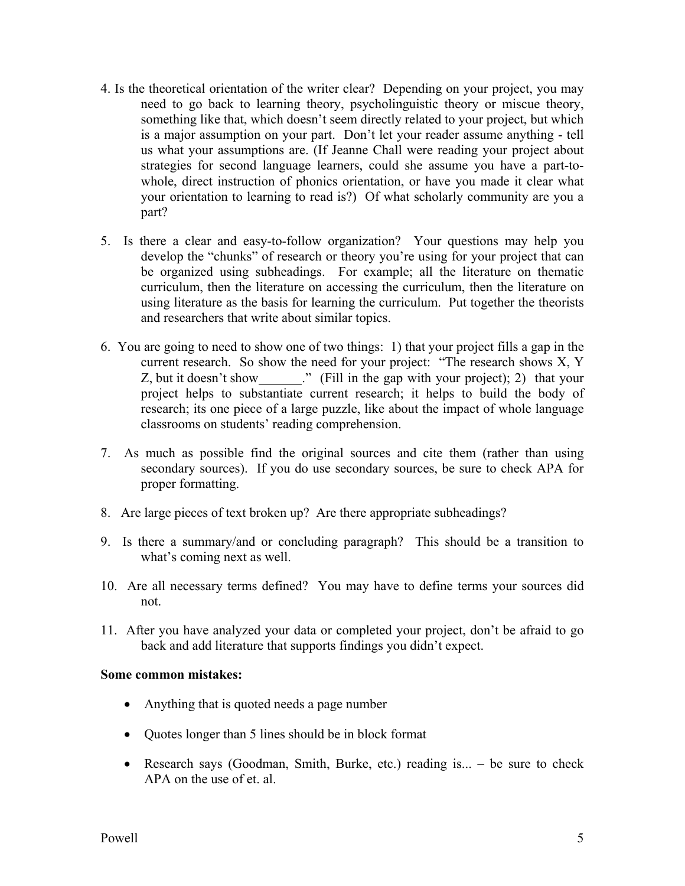4. Is the theoretical orientation of the writer clear? Depending on your project, you may need to go back to learning theory, psycholinguistic theory or miscue theory, something like that, which doesn't seem directly related to your project, but which is a major assumption on your part. Don't let your reader assume anything - tell us what your assumptions are. (If Jeanne Chall were reading your project about strategies for second language learners, could she assume you have a part-to-whole, direct instruction of phonics orientation, or have you made it clear what your orientation to learning to read is?) Of what scholarly community are you a part?

5. Is there a clear and easy-to-follow organization? Your questions may help you develop the "chunks" of research or theory you're using for your project that can be organized using subheadings. For example; all the literature on thematic curriculum, then the literature on accessing the curriculum, then the literature on using literature as the basis for learning the curriculum. Put together the theorists and researchers that write about similar topics.

6. You are going to need to show one of two things: 1) that your project fills a gap in the current research. So show the need for your project: "The research shows X, Y Z, but it doesn't show_______." (Fill in the gap with your project); 2) that your project helps to substantiate current research; it helps to build the body of research; its one piece of a large puzzle, like about the impact of whole language classrooms on students' reading comprehension.

7. As much as possible find the original sources and cite them (rather than using secondary sources). If you do use secondary sources, be sure to check APA for proper formatting.

8. Are large pieces of text broken up? Are there appropriate subheadings?

9. Is there a summary/and or concluding paragraph? This should be a transition to what's coming next as well.

10. Are all necessary terms defined? You may have to define terms your sources did not.

11. After you have analyzed your data or completed your project, don't be afraid to go back and add literature that supports findings you didn't expect.

**Some common mistakes:**

- Anything that is quoted needs a page number
- Quotes longer than 5 lines should be in block format
- Research says (Goodman, Smith, Burke, etc.) reading is... – be sure to check APA on the use of et. al.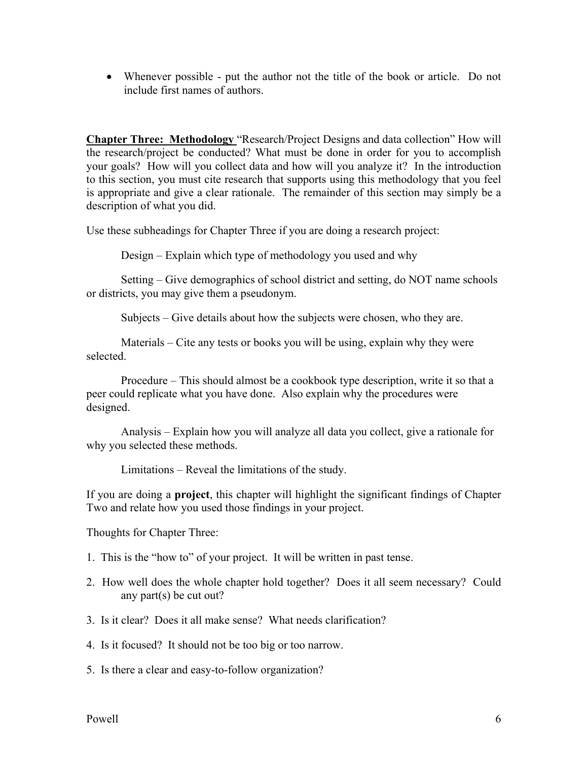- Whenever possible - put the author not the title of the book or article. Do not include first names of authors.

**Chapter Three: Methodology** "Research/Project Designs and data collection" How will the research/project be conducted? What must be done in order for you to accomplish your goals? How will you collect data and how will you analyze it? In the introduction to this section, you must cite research that supports using this methodology that you feel is appropriate and give a clear rationale. The remainder of this section may simply be a description of what you did.

Use these subheadings for Chapter Three if you are doing a research project:

Design – Explain which type of methodology you used and why

Setting – Give demographics of school district and setting, do NOT name schools or districts, you may give them a pseudonym.

Subjects – Give details about how the subjects were chosen, who they are.

Materials – Cite any tests or books you will be using, explain why they were selected.

Procedure – This should almost be a cookbook type description, write it so that a peer could replicate what you have done. Also explain why the procedures were designed.

Analysis – Explain how you will analyze all data you collect, give a rationale for why you selected these methods.

Limitations – Reveal the limitations of the study.

If you are doing a **project**, this chapter will highlight the significant findings of Chapter Two and relate how you used those findings in your project.

Thoughts for Chapter Three:

1. This is the "how to" of your project. It will be written in past tense.
2. How well does the whole chapter hold together? Does it all seem necessary? Could any part(s) be cut out?
3. Is it clear? Does it all make sense? What needs clarification?
4. Is it focused? It should not be too big or too narrow.
5. Is there a clear and easy-to-follow organization?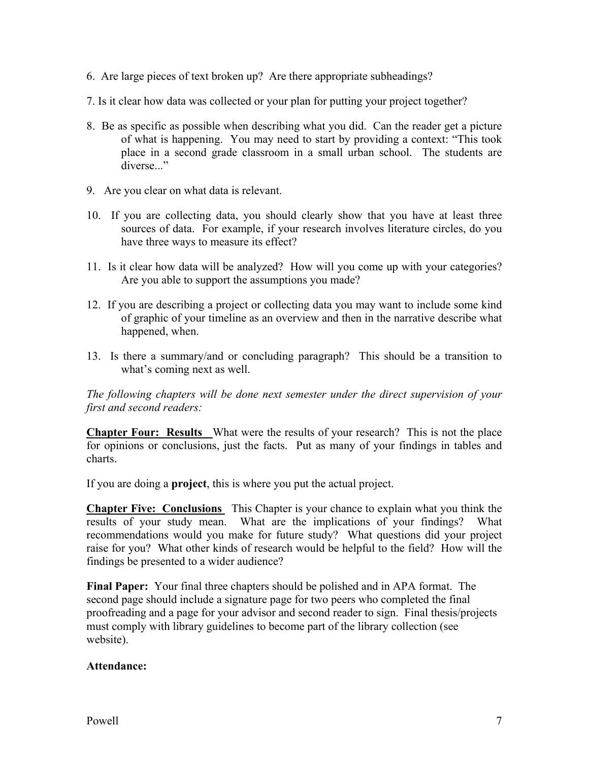6. Are large pieces of text broken up? Are there appropriate subheadings?

7. Is it clear how data was collected or your plan for putting your project together?

8. Be as specific as possible when describing what you did. Can the reader get a picture of what is happening. You may need to start by providing a context: "This took place in a second grade classroom in a small urban school. The students are diverse..."

9. Are you clear on what data is relevant.

10. If you are collecting data, you should clearly show that you have at least three sources of data. For example, if your research involves literature circles, do you have three ways to measure its effect?

11. Is it clear how data will be analyzed? How will you come up with your categories? Are you able to support the assumptions you made?

12. If you are describing a project or collecting data you may want to include some kind of graphic of your timeline as an overview and then in the narrative describe what happened, when.

13. Is there a summary/and or concluding paragraph? This should be a transition to what's coming next as well.

*The following chapters will be done next semester under the direct supervision of your first and second readers:*

**Chapter Four: Results** What were the results of your research? This is not the place for opinions or conclusions, just the facts. Put as many of your findings in tables and charts.

If you are doing a **project**, this is where you put the actual project.

**Chapter Five: Conclusions** This Chapter is your chance to explain what you think the results of your study mean. What are the implications of your findings? What recommendations would you make for future study? What questions did your project raise for you? What other kinds of research would be helpful to the field? How will the findings be presented to a wider audience?

**Final Paper:** Your final three chapters should be polished and in APA format. The second page should include a signature page for two peers who completed the final proofreading and a page for your advisor and second reader to sign. Final thesis/projects must comply with library guidelines to become part of the library collection (see website).

**Attendance:**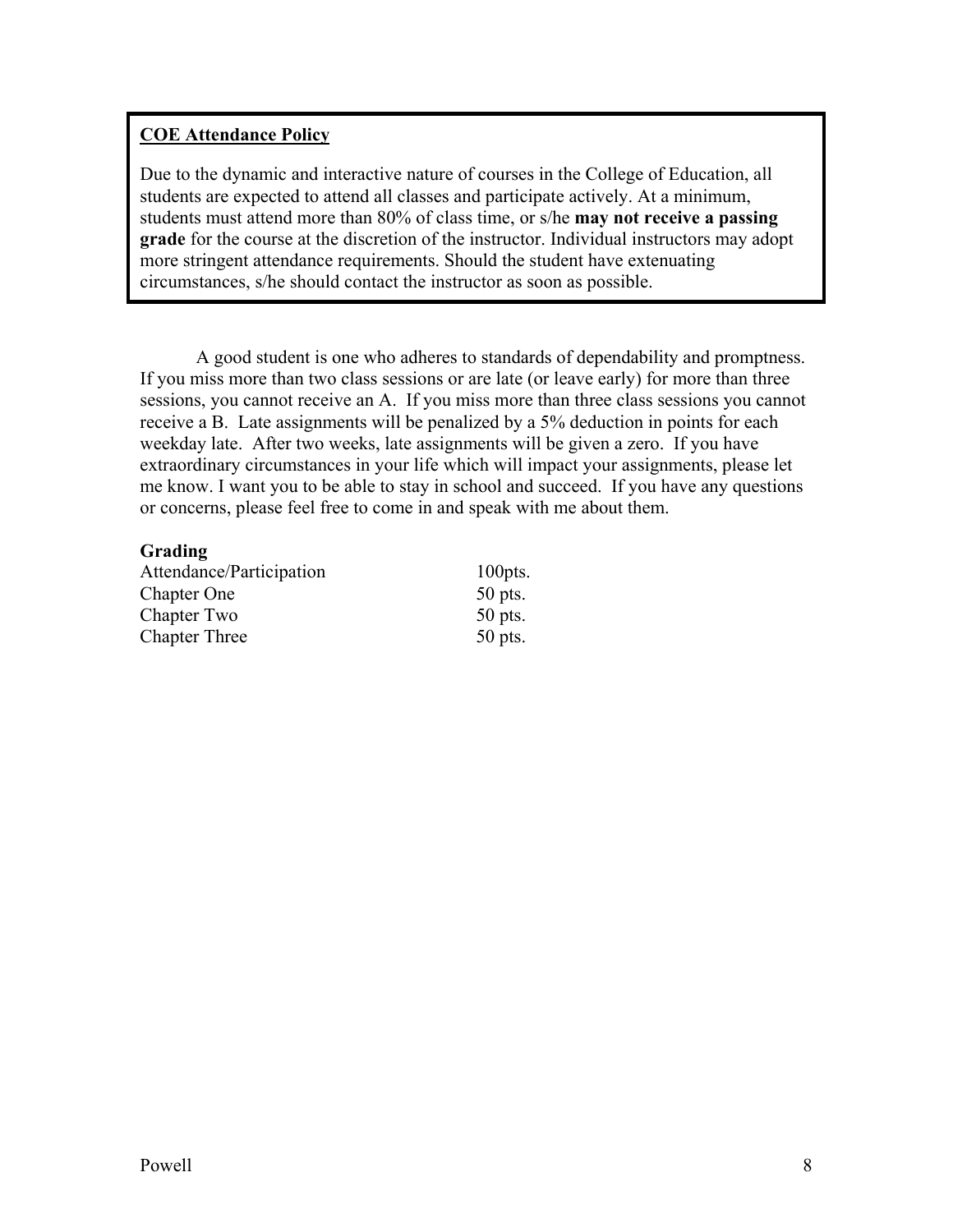**<u>COE Attendance Policy</u>**

Due to the dynamic and interactive nature of courses in the College of Education, all students are expected to attend all classes and participate actively. At a minimum, students must attend more than 80% of class time, or s/he **may not receive a passing grade** for the course at the discretion of the instructor. Individual instructors may adopt more stringent attendance requirements. Should the student have extenuating circumstances, s/he should contact the instructor as soon as possible.

A good student is one who adheres to standards of dependability and promptness. If you miss more than two class sessions or are late (or leave early) for more than three sessions, you cannot receive an A. If you miss more than three class sessions you cannot receive a B. Late assignments will be penalized by a 5% deduction in points for each weekday late. After two weeks, late assignments will be given a zero. If you have extraordinary circumstances in your life which will impact your assignments, please let me know. I want you to be able to stay in school and succeed. If you have any questions or concerns, please feel free to come in and speak with me about them.

**Grading**

| | |
|---|---|
| Attendance/Participation | 100pts. |
| Chapter One | 50 pts. |
| Chapter Two | 50 pts. |
| Chapter Three | 50 pts. |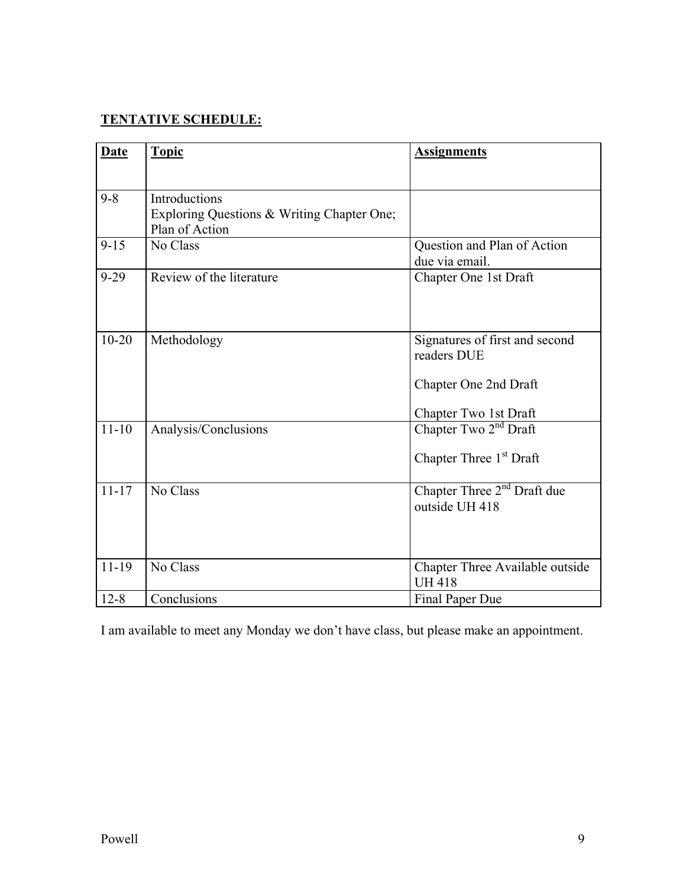**TENTATIVE SCHEDULE:**

| **Date** | **Topic** | **Assignments** |
|---|---|---|
| 9-8 | Introductions<br>Exploring Questions & Writing Chapter One; Plan of Action | |
| 9-15 | No Class | Question and Plan of Action due via email. |
| 9-29 | Review of the literature | Chapter One 1st Draft |
| 10-20 | Methodology | Signatures of first and second readers DUE<br><br>Chapter One 2nd Draft<br><br>Chapter Two 1st Draft |
| 11-10 | Analysis/Conclusions | Chapter Two 2nd Draft<br><br>Chapter Three 1st Draft |
| 11-17 | No Class | Chapter Three 2nd Draft due outside UH 418 |
| 11-19 | No Class | Chapter Three Available outside UH 418 |
| 12-8 | Conclusions | Final Paper Due |

I am available to meet any Monday we don't have class, but please make an appointment.